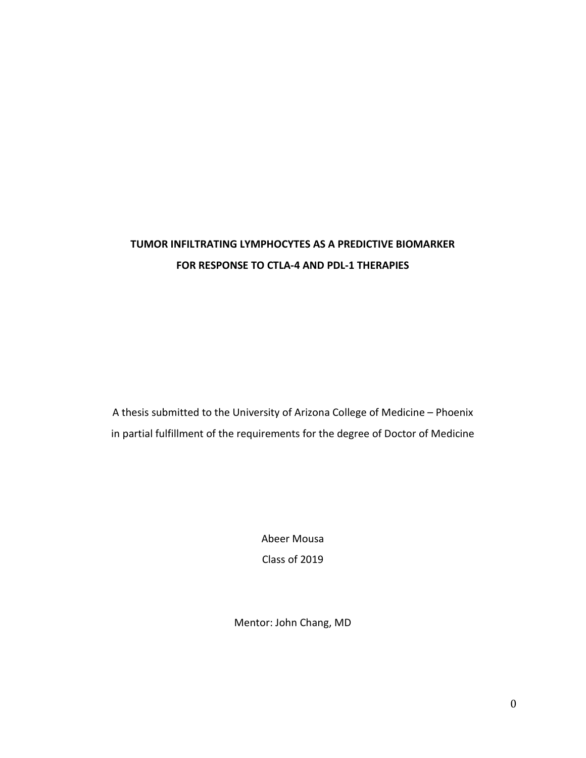# TUMOR INFILTRATING LYMPHOCYTES AS A PREDICTIVE BIOMARKER FOR RESPONSE TO CTLA-4 AND PDL-1 THERAPIES

A thesis submitted to the University of Arizona College of Medicine – Phoenix
in partial fulfillment of the requirements for the degree of Doctor of Medicine

Abeer Mousa

Class of 2019

Mentor: John Chang, MD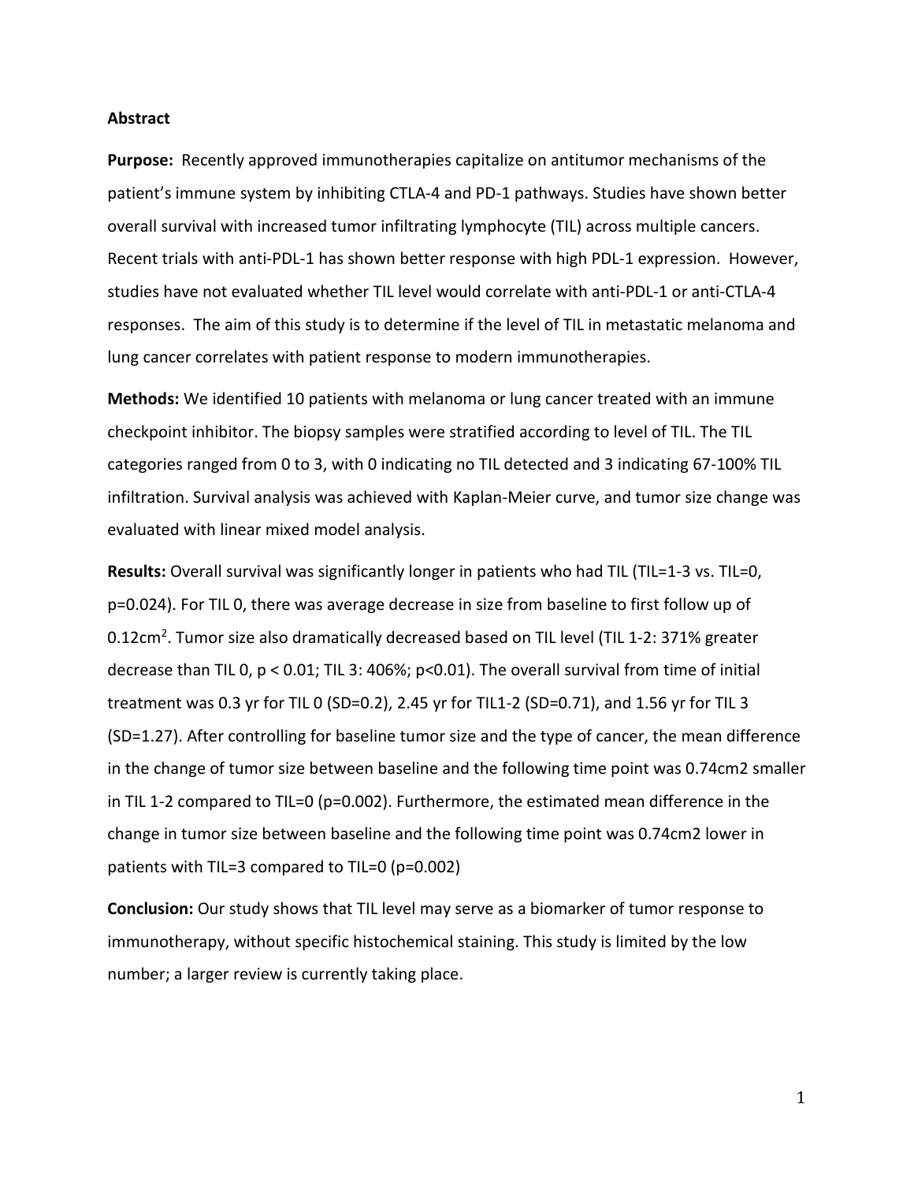**Abstract**

**Purpose:** Recently approved immunotherapies capitalize on antitumor mechanisms of the patient's immune system by inhibiting CTLA-4 and PD-1 pathways. Studies have shown better overall survival with increased tumor infiltrating lymphocyte (TIL) across multiple cancers. Recent trials with anti-PDL-1 has shown better response with high PDL-1 expression. However, studies have not evaluated whether TIL level would correlate with anti-PDL-1 or anti-CTLA-4 responses. The aim of this study is to determine if the level of TIL in metastatic melanoma and lung cancer correlates with patient response to modern immunotherapies.

**Methods:** We identified 10 patients with melanoma or lung cancer treated with an immune checkpoint inhibitor. The biopsy samples were stratified according to level of TIL. The TIL categories ranged from 0 to 3, with 0 indicating no TIL detected and 3 indicating 67-100% TIL infiltration. Survival analysis was achieved with Kaplan-Meier curve, and tumor size change was evaluated with linear mixed model analysis.

**Results:** Overall survival was significantly longer in patients who had TIL (TIL=1-3 vs. TIL=0, $p=0.024$). For TIL 0, there was average decrease in size from baseline to first follow up of $0.12cm^2$. Tumor size also dramatically decreased based on TIL level (TIL 1-2: 371% greater decrease than TIL 0, $p < 0.01$; TIL 3: 406%; $p<0.01$). The overall survival from time of initial treatment was 0.3 yr for TIL 0 (SD=0.2), 2.45 yr for TIL1-2 (SD=0.71), and 1.56 yr for TIL 3 (SD=1.27). After controlling for baseline tumor size and the type of cancer, the mean difference in the change of tumor size between baseline and the following time point was 0.74cm2 smaller in TIL 1-2 compared to TIL=0 ($p=0.002$). Furthermore, the estimated mean difference in the change in tumor size between baseline and the following time point was 0.74cm2 lower in patients with TIL=3 compared to TIL=0 ($p=0.002$)

**Conclusion:** Our study shows that TIL level may serve as a biomarker of tumor response to immunotherapy, without specific histochemical staining. This study is limited by the low number; a larger review is currently taking place.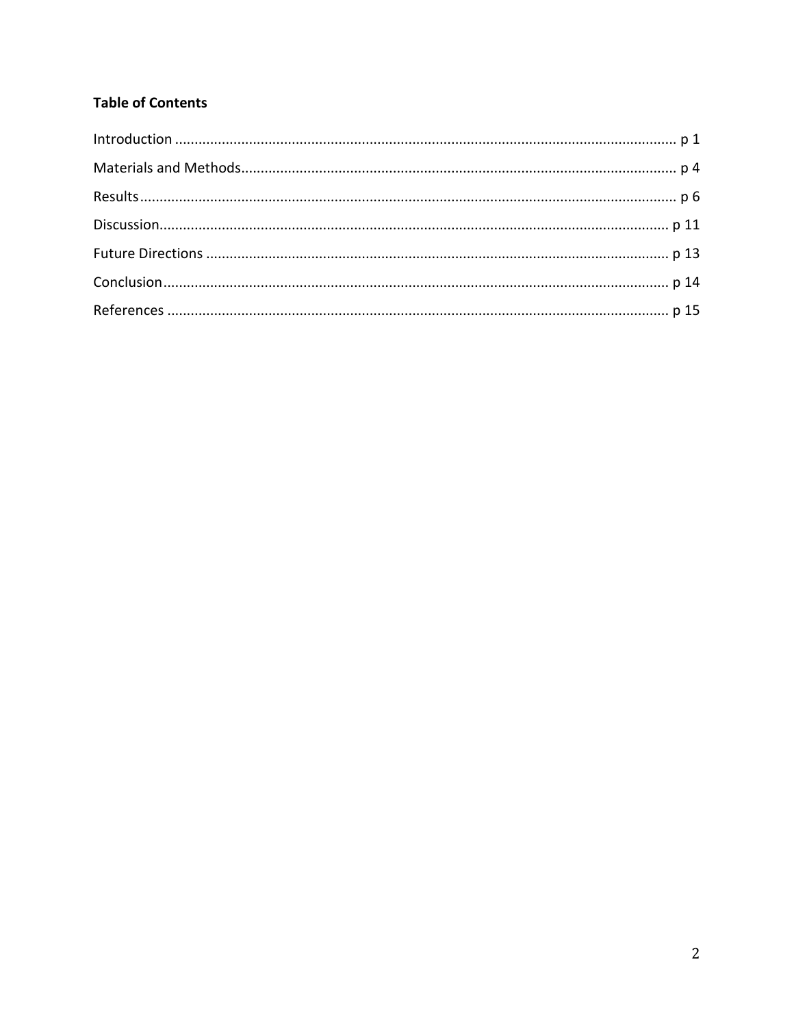**Table of Contents**

Introduction .............................................................................................................................. p 1

Materials and Methods.............................................................................................................. p 4

Results........................................................................................................................................ p 6

Discussion................................................................................................................................. p 11

Future Directions ..................................................................................................................... p 13

Conclusion................................................................................................................................ p 14

References ................................................................................................................................ p 15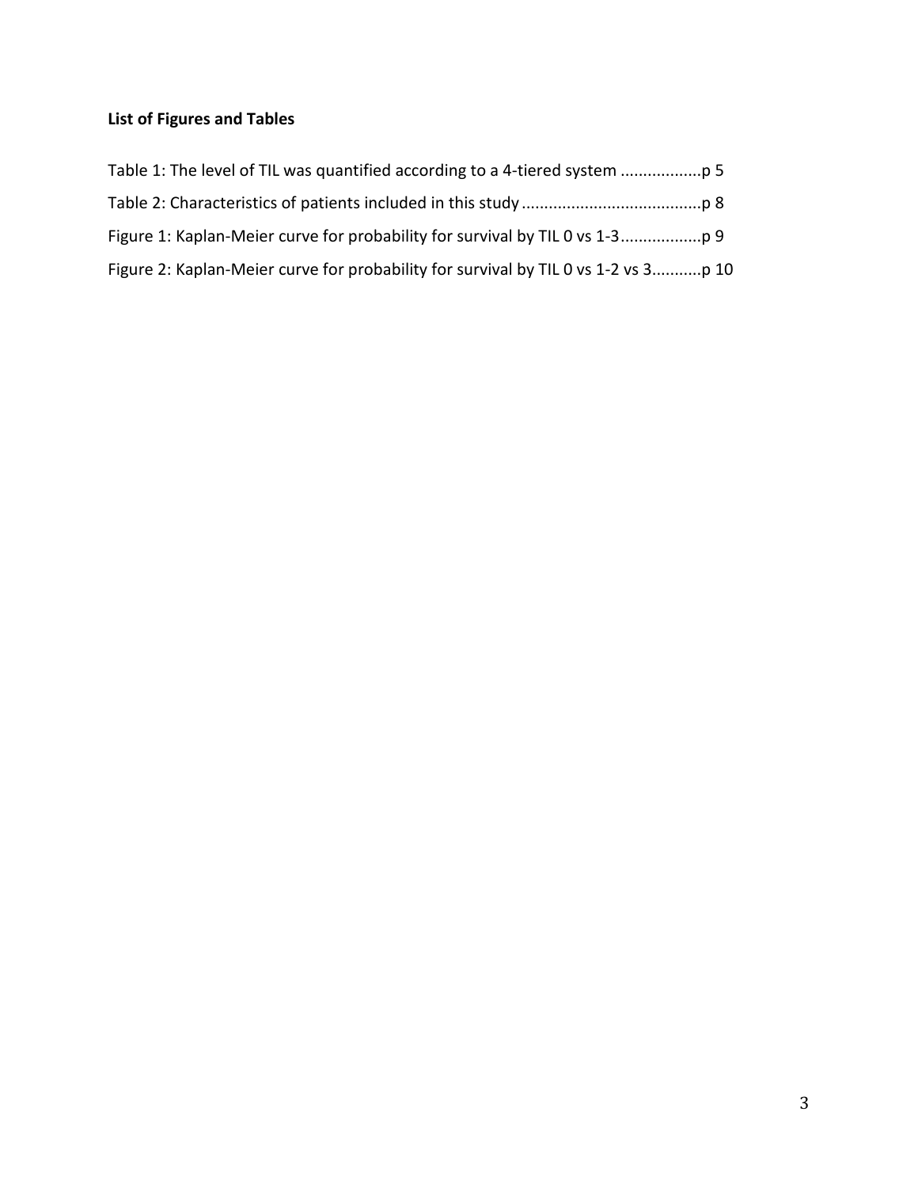**List of Figures and Tables**

Table 1: The level of TIL was quantified according to a 4-tiered system ..................p 5

Table 2: Characteristics of patients included in this study ........................................p 8

Figure 1: Kaplan-Meier curve for probability for survival by TIL 0 vs 1-3..................p 9

Figure 2: Kaplan-Meier curve for probability for survival by TIL 0 vs 1-2 vs 3...........p 10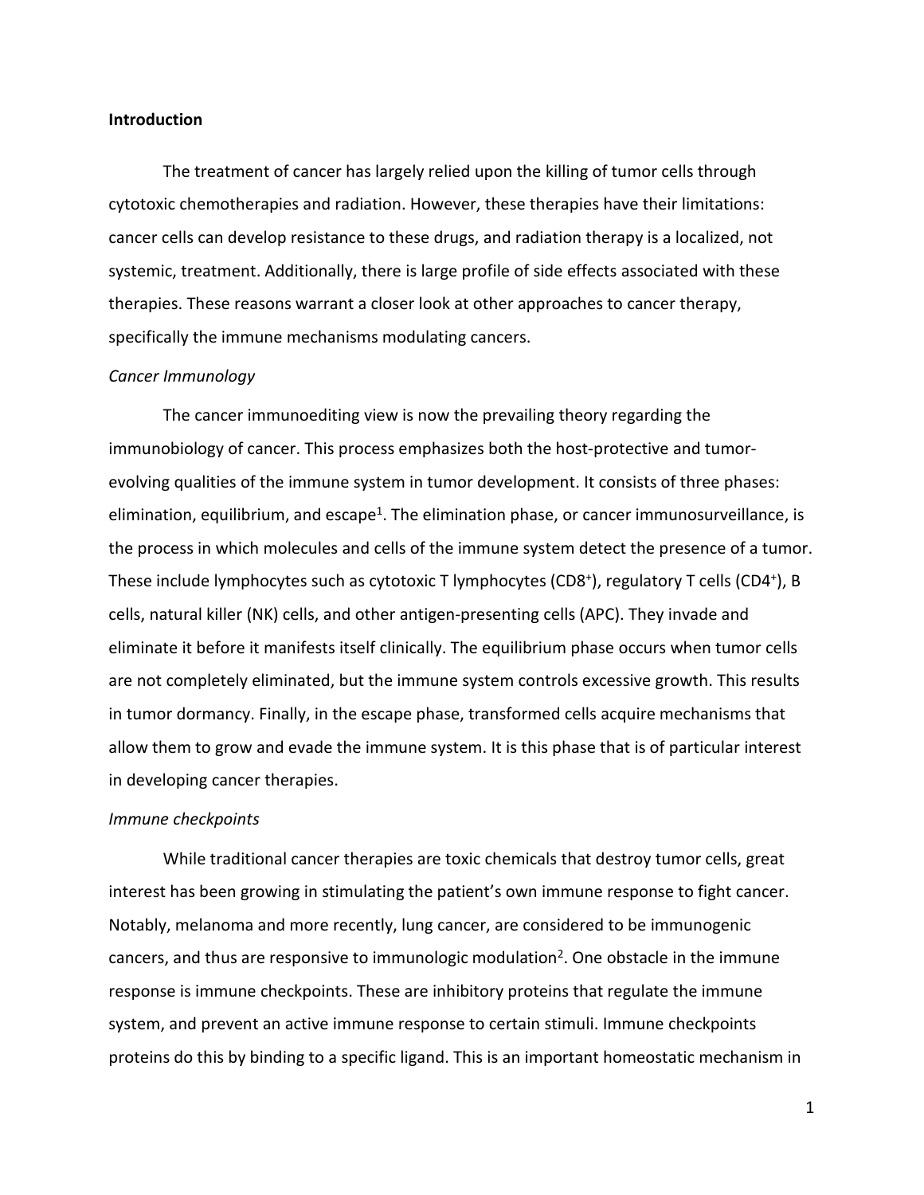**Introduction**

The treatment of cancer has largely relied upon the killing of tumor cells through cytotoxic chemotherapies and radiation. However, these therapies have their limitations: cancer cells can develop resistance to these drugs, and radiation therapy is a localized, not systemic, treatment. Additionally, there is large profile of side effects associated with these therapies. These reasons warrant a closer look at other approaches to cancer therapy, specifically the immune mechanisms modulating cancers.

*Cancer Immunology*

The cancer immunoediting view is now the prevailing theory regarding the immunobiology of cancer. This process emphasizes both the host-protective and tumor-evolving qualities of the immune system in tumor development. It consists of three phases: elimination, equilibrium, and escape[1]. The elimination phase, or cancer immunosurveillance, is the process in which molecules and cells of the immune system detect the presence of a tumor. These include lymphocytes such as cytotoxic T lymphocytes ($CD8^+$), regulatory T cells ($CD4^+$), B cells, natural killer (NK) cells, and other antigen-presenting cells (APC). They invade and eliminate it before it manifests itself clinically. The equilibrium phase occurs when tumor cells are not completely eliminated, but the immune system controls excessive growth. This results in tumor dormancy. Finally, in the escape phase, transformed cells acquire mechanisms that allow them to grow and evade the immune system. It is this phase that is of particular interest in developing cancer therapies.

*Immune checkpoints*

While traditional cancer therapies are toxic chemicals that destroy tumor cells, great interest has been growing in stimulating the patient's own immune response to fight cancer. Notably, melanoma and more recently, lung cancer, are considered to be immunogenic cancers, and thus are responsive to immunologic modulation[2]. One obstacle in the immune response is immune checkpoints. These are inhibitory proteins that regulate the immune system, and prevent an active immune response to certain stimuli. Immune checkpoints proteins do this by binding to a specific ligand. This is an important homeostatic mechanism in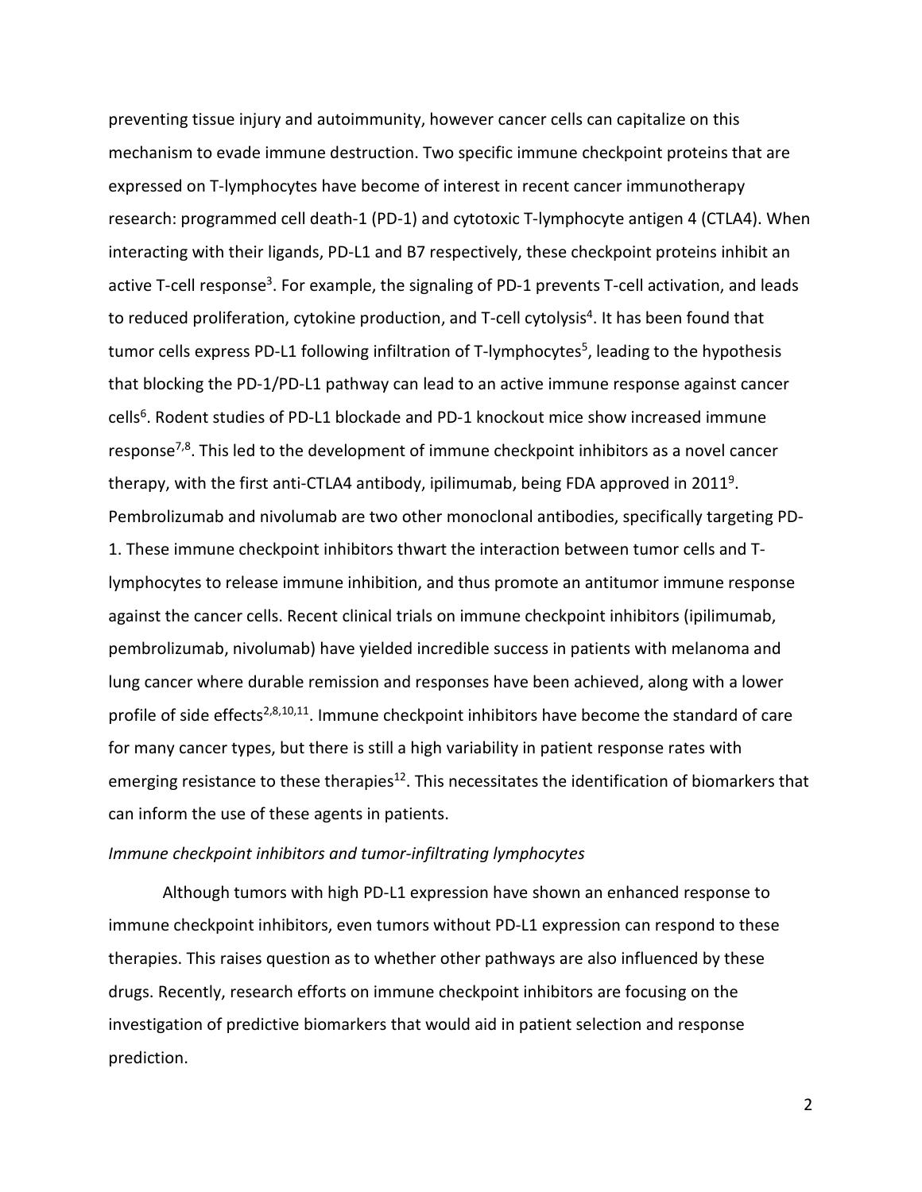preventing tissue injury and autoimmunity, however cancer cells can capitalize on this mechanism to evade immune destruction. Two specific immune checkpoint proteins that are expressed on T-lymphocytes have become of interest in recent cancer immunotherapy research: programmed cell death-1 (PD-1) and cytotoxic T-lymphocyte antigen 4 (CTLA4). When interacting with their ligands, PD-L1 and B7 respectively, these checkpoint proteins inhibit an active T-cell response[3]. For example, the signaling of PD-1 prevents T-cell activation, and leads to reduced proliferation, cytokine production, and T-cell cytolysis[4]. It has been found that tumor cells express PD-L1 following infiltration of T-lymphocytes[5], leading to the hypothesis that blocking the PD-1/PD-L1 pathway can lead to an active immune response against cancer cells[6]. Rodent studies of PD-L1 blockade and PD-1 knockout mice show increased immune response[7,8]. This led to the development of immune checkpoint inhibitors as a novel cancer therapy, with the first anti-CTLA4 antibody, ipilimumab, being FDA approved in 2011[9]. Pembrolizumab and nivolumab are two other monoclonal antibodies, specifically targeting PD-1. These immune checkpoint inhibitors thwart the interaction between tumor cells and T-lymphocytes to release immune inhibition, and thus promote an antitumor immune response against the cancer cells. Recent clinical trials on immune checkpoint inhibitors (ipilimumab, pembrolizumab, nivolumab) have yielded incredible success in patients with melanoma and lung cancer where durable remission and responses have been achieved, along with a lower profile of side effects[2,8,10,11]. Immune checkpoint inhibitors have become the standard of care for many cancer types, but there is still a high variability in patient response rates with emerging resistance to these therapies[12]. This necessitates the identification of biomarkers that can inform the use of these agents in patients.

*Immune checkpoint inhibitors and tumor-infiltrating lymphocytes*

Although tumors with high PD-L1 expression have shown an enhanced response to immune checkpoint inhibitors, even tumors without PD-L1 expression can respond to these therapies. This raises question as to whether other pathways are also influenced by these drugs. Recently, research efforts on immune checkpoint inhibitors are focusing on the investigation of predictive biomarkers that would aid in patient selection and response prediction.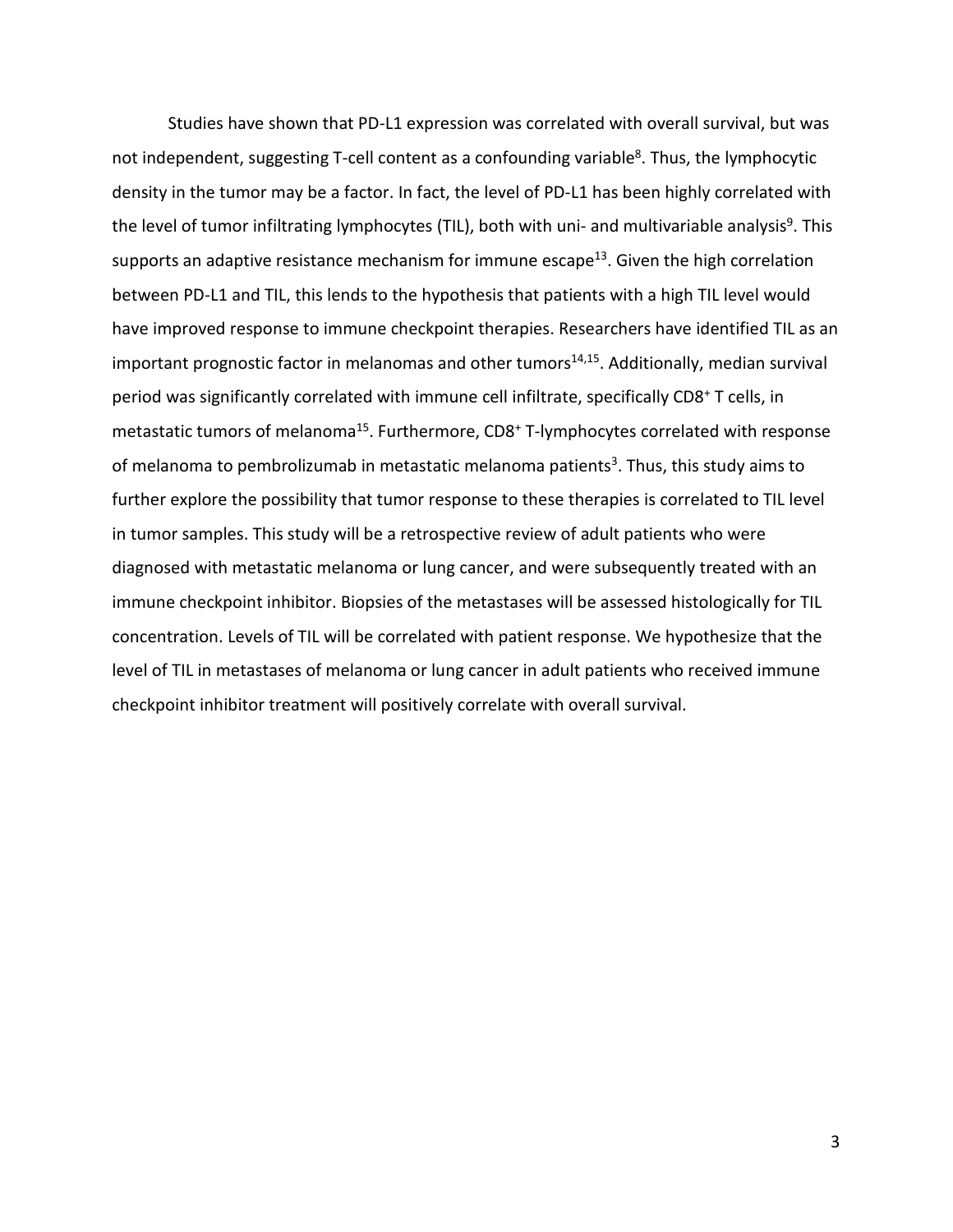Studies have shown that PD-L1 expression was correlated with overall survival, but was not independent, suggesting T-cell content as a confounding variable[8]. Thus, the lymphocytic density in the tumor may be a factor. In fact, the level of PD-L1 has been highly correlated with the level of tumor infiltrating lymphocytes (TIL), both with uni- and multivariable analysis[9]. This supports an adaptive resistance mechanism for immune escape[13]. Given the high correlation between PD-L1 and TIL, this lends to the hypothesis that patients with a high TIL level would have improved response to immune checkpoint therapies. Researchers have identified TIL as an important prognostic factor in melanomas and other tumors[14,15]. Additionally, median survival period was significantly correlated with immune cell infiltrate, specifically $CD8^+$ T cells, in metastatic tumors of melanoma[15]. Furthermore, $CD8^+$ T-lymphocytes correlated with response of melanoma to pembrolizumab in metastatic melanoma patients[3]. Thus, this study aims to further explore the possibility that tumor response to these therapies is correlated to TIL level in tumor samples. This study will be a retrospective review of adult patients who were diagnosed with metastatic melanoma or lung cancer, and were subsequently treated with an immune checkpoint inhibitor. Biopsies of the metastases will be assessed histologically for TIL concentration. Levels of TIL will be correlated with patient response. We hypothesize that the level of TIL in metastases of melanoma or lung cancer in adult patients who received immune checkpoint inhibitor treatment will positively correlate with overall survival.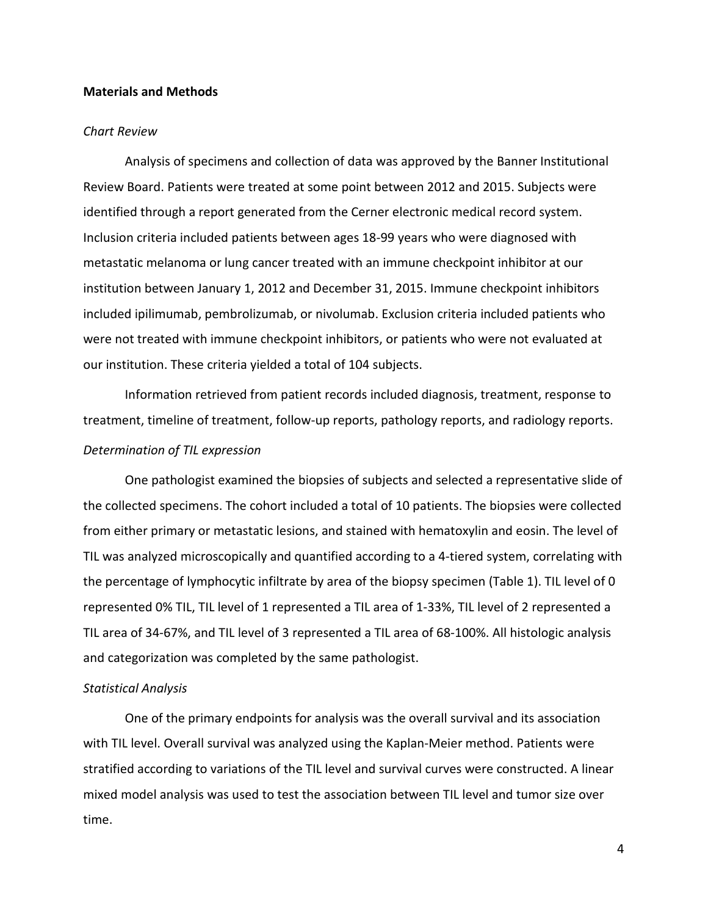## Materials and Methods

### *Chart Review*

Analysis of specimens and collection of data was approved by the Banner Institutional Review Board. Patients were treated at some point between 2012 and 2015. Subjects were identified through a report generated from the Cerner electronic medical record system. Inclusion criteria included patients between ages 18-99 years who were diagnosed with metastatic melanoma or lung cancer treated with an immune checkpoint inhibitor at our institution between January 1, 2012 and December 31, 2015. Immune checkpoint inhibitors included ipilimumab, pembrolizumab, or nivolumab. Exclusion criteria included patients who were not treated with immune checkpoint inhibitors, or patients who were not evaluated at our institution. These criteria yielded a total of 104 subjects.

Information retrieved from patient records included diagnosis, treatment, response to treatment, timeline of treatment, follow-up reports, pathology reports, and radiology reports.

### *Determination of TIL expression*

One pathologist examined the biopsies of subjects and selected a representative slide of the collected specimens. The cohort included a total of 10 patients. The biopsies were collected from either primary or metastatic lesions, and stained with hematoxylin and eosin. The level of TIL was analyzed microscopically and quantified according to a 4-tiered system, correlating with the percentage of lymphocytic infiltrate by area of the biopsy specimen (Table 1). TIL level of 0 represented 0% TIL, TIL level of 1 represented a TIL area of 1-33%, TIL level of 2 represented a TIL area of 34-67%, and TIL level of 3 represented a TIL area of 68-100%. All histologic analysis and categorization was completed by the same pathologist.

### *Statistical Analysis*

One of the primary endpoints for analysis was the overall survival and its association with TIL level. Overall survival was analyzed using the Kaplan-Meier method. Patients were stratified according to variations of the TIL level and survival curves were constructed. A linear mixed model analysis was used to test the association between TIL level and tumor size over time.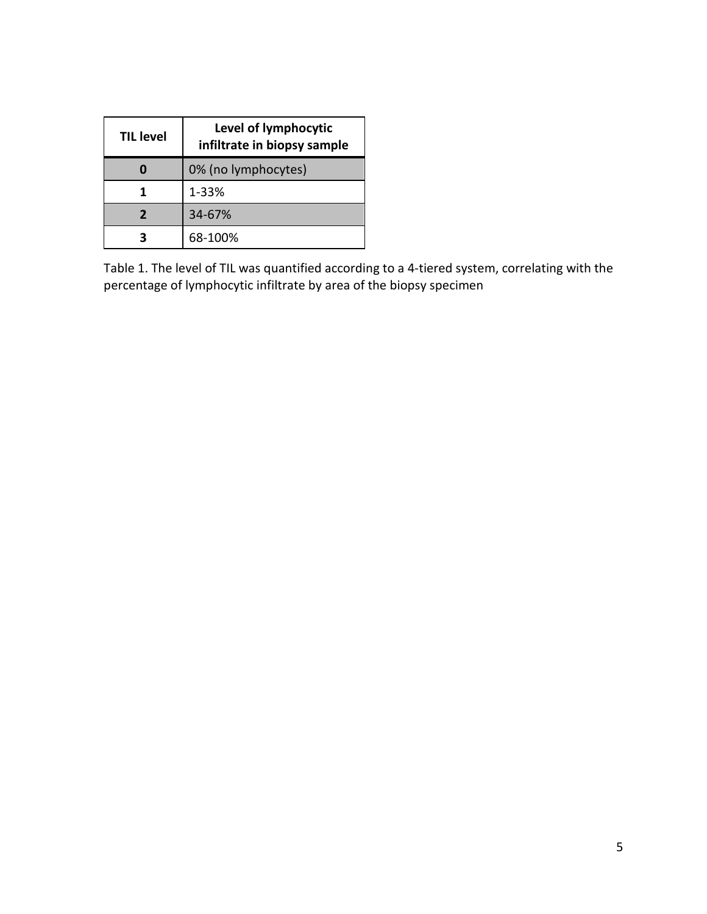| TIL level | Level of lymphocytic infiltrate in biopsy sample |
|---|---|
| 0 | 0% (no lymphocytes) |
| 1 | 1-33% |
| 2 | 34-67% |
| 3 | 68-100% |

Table 1. The level of TIL was quantified according to a 4-tiered system, correlating with the percentage of lymphocytic infiltrate by area of the biopsy specimen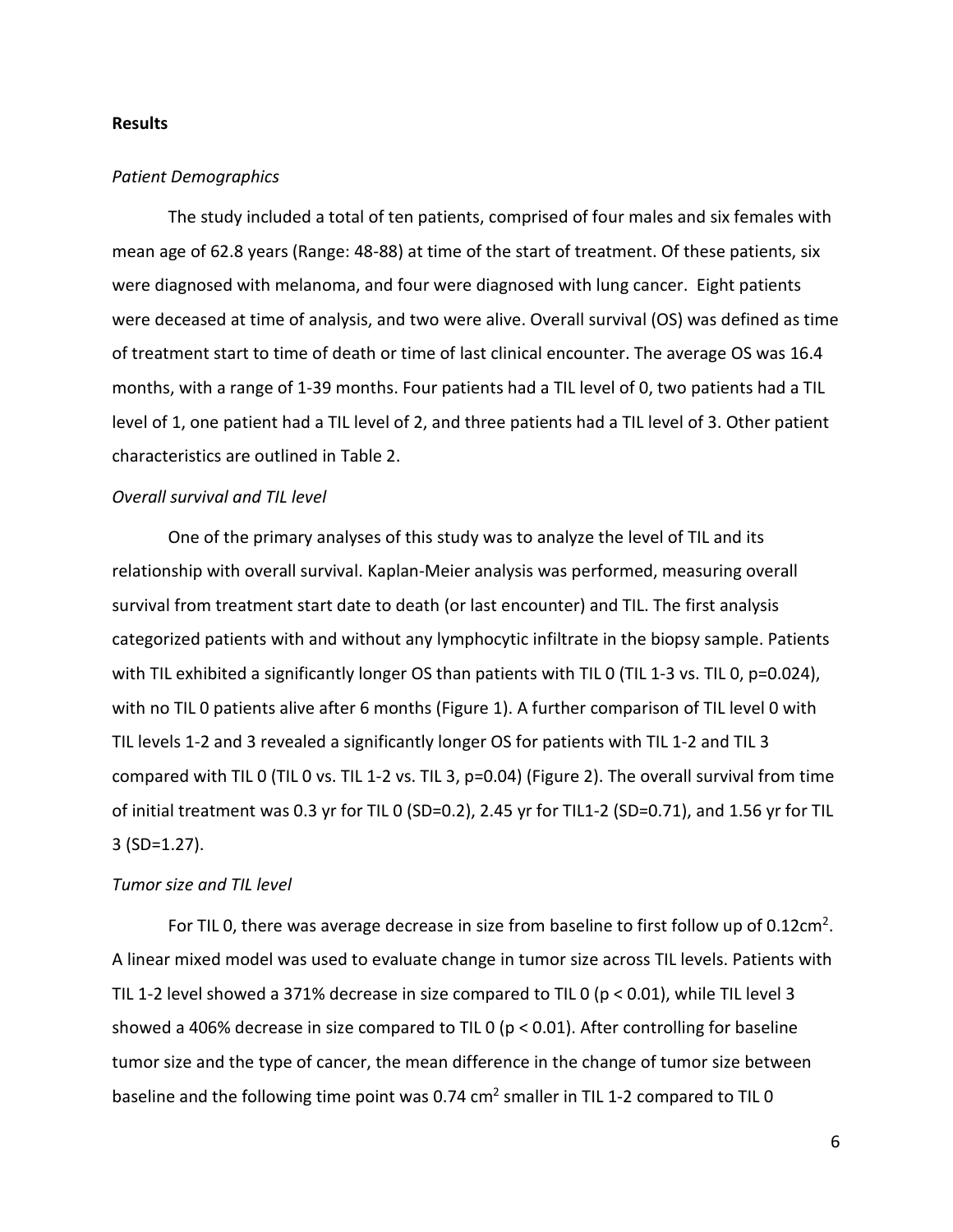## Results

*Patient Demographics*

The study included a total of ten patients, comprised of four males and six females with mean age of 62.8 years (Range: 48-88) at time of the start of treatment. Of these patients, six were diagnosed with melanoma, and four were diagnosed with lung cancer. Eight patients were deceased at time of analysis, and two were alive. Overall survival (OS) was defined as time of treatment start to time of death or time of last clinical encounter. The average OS was 16.4 months, with a range of 1-39 months. Four patients had a TIL level of 0, two patients had a TIL level of 1, one patient had a TIL level of 2, and three patients had a TIL level of 3. Other patient characteristics are outlined in Table 2.

*Overall survival and TIL level*

One of the primary analyses of this study was to analyze the level of TIL and its relationship with overall survival. Kaplan-Meier analysis was performed, measuring overall survival from treatment start date to death (or last encounter) and TIL. The first analysis categorized patients with and without any lymphocytic infiltrate in the biopsy sample. Patients with TIL exhibited a significantly longer OS than patients with TIL 0 (TIL 1-3 vs. TIL 0, $p=0.024$), with no TIL 0 patients alive after 6 months (Figure 1). A further comparison of TIL level 0 with TIL levels 1-2 and 3 revealed a significantly longer OS for patients with TIL 1-2 and TIL 3 compared with TIL 0 (TIL 0 vs. TIL 1-2 vs. TIL 3, $p=0.04$) (Figure 2). The overall survival from time of initial treatment was 0.3 yr for TIL 0 (SD=0.2), 2.45 yr for TIL1-2 (SD=0.71), and 1.56 yr for TIL 3 (SD=1.27).

*Tumor size and TIL level*

For TIL 0, there was average decrease in size from baseline to first follow up of $0.12 cm^2$. A linear mixed model was used to evaluate change in tumor size across TIL levels. Patients with TIL 1-2 level showed a 371% decrease in size compared to TIL 0 ($p < 0.01$), while TIL level 3 showed a 406% decrease in size compared to TIL 0 ($p < 0.01$). After controlling for baseline tumor size and the type of cancer, the mean difference in the change of tumor size between baseline and the following time point was $0.74 cm^2$ smaller in TIL 1-2 compared to TIL 0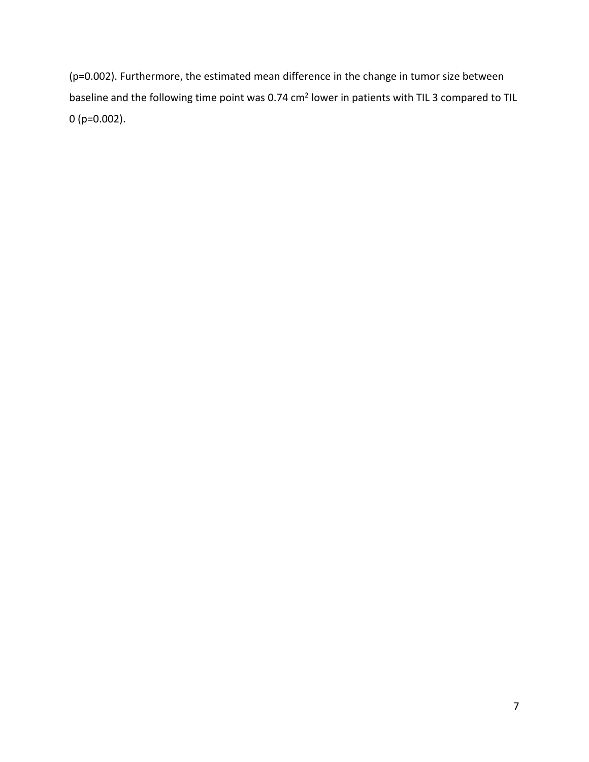(p=0.002). Furthermore, the estimated mean difference in the change in tumor size between baseline and the following time point was 0.74 $cm^2$ lower in patients with TIL 3 compared to TIL 0 (p=0.002).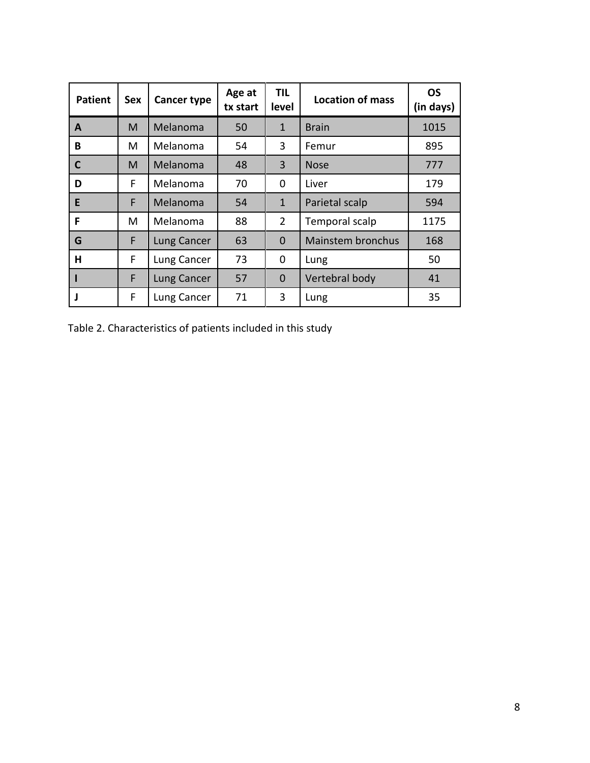| Patient | Sex | Cancer type | Age at tx start | TIL level | Location of mass | OS (in days) |
|---|---|---|---|---|---|---|
| **A** | M | Melanoma | 50 | 1 | Brain | 1015 |
| **B** | M | Melanoma | 54 | 3 | Femur | 895 |
| **C** | M | Melanoma | 48 | 3 | Nose | 777 |
| **D** | F | Melanoma | 70 | 0 | Liver | 179 |
| **E** | F | Melanoma | 54 | 1 | Parietal scalp | 594 |
| **F** | M | Melanoma | 88 | 2 | Temporal scalp | 1175 |
| **G** | F | Lung Cancer | 63 | 0 | Mainstem bronchus | 168 |
| **H** | F | Lung Cancer | 73 | 0 | Lung | 50 |
| **I** | F | Lung Cancer | 57 | 0 | Vertebral body | 41 |
| **J** | F | Lung Cancer | 71 | 3 | Lung | 35 |

Table 2. Characteristics of patients included in this study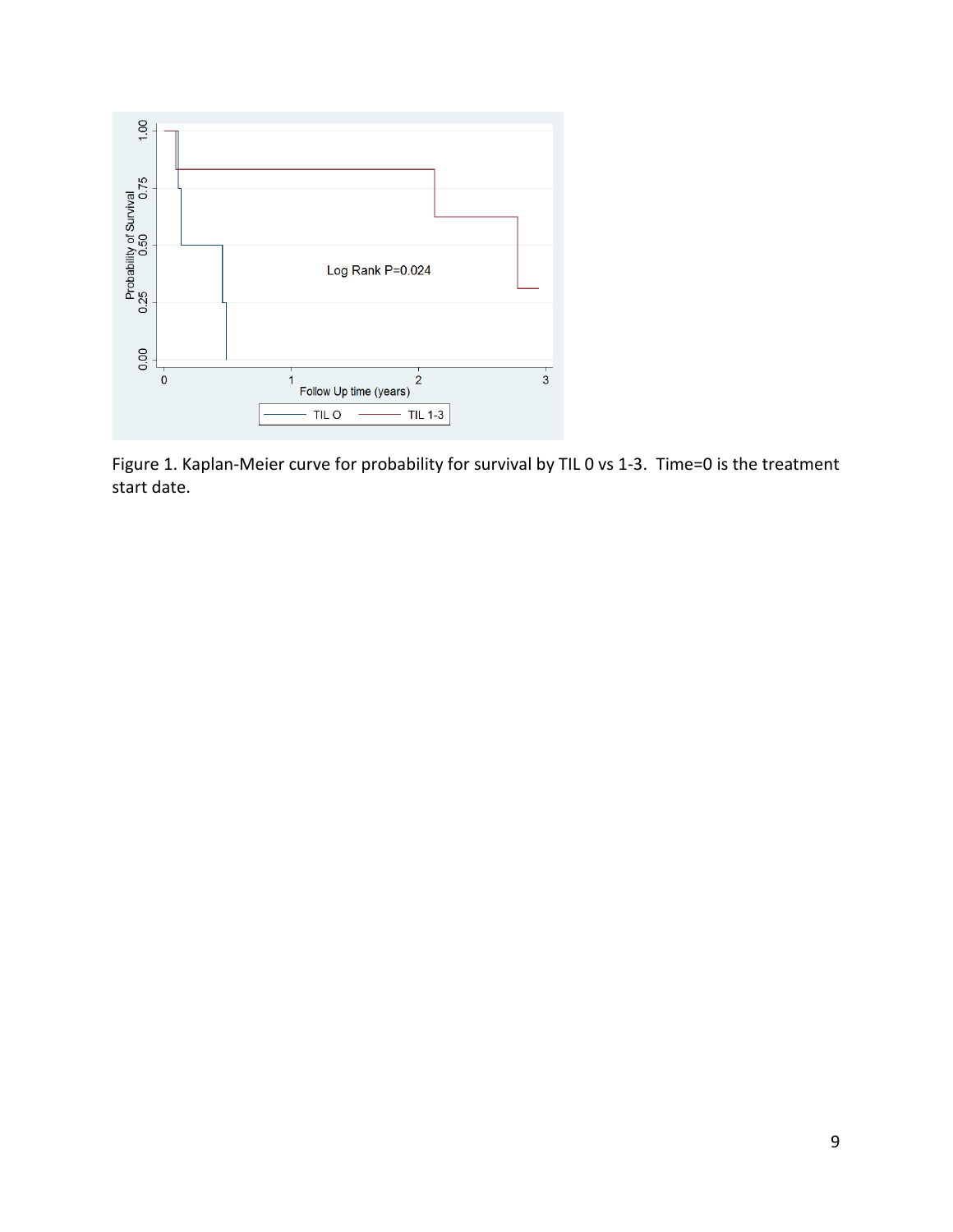Figure 1. Kaplan-Meier curve for probability for survival by TIL 0 vs 1-3. Time=0 is the treatment start date.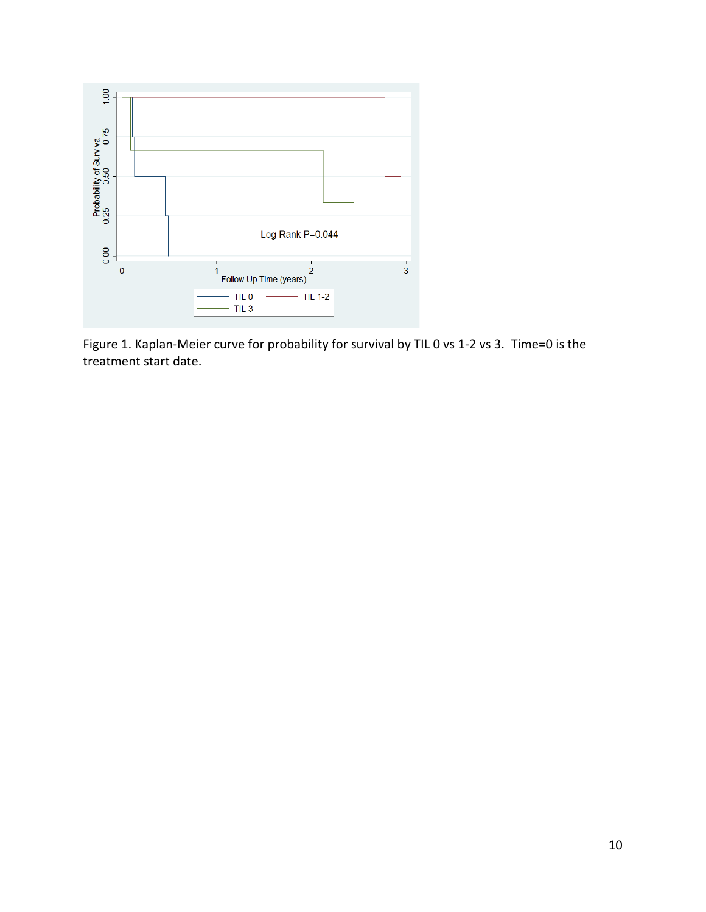Figure 1. Kaplan-Meier curve for probability for survival by TIL 0 vs 1-2 vs 3. Time=0 is the treatment start date.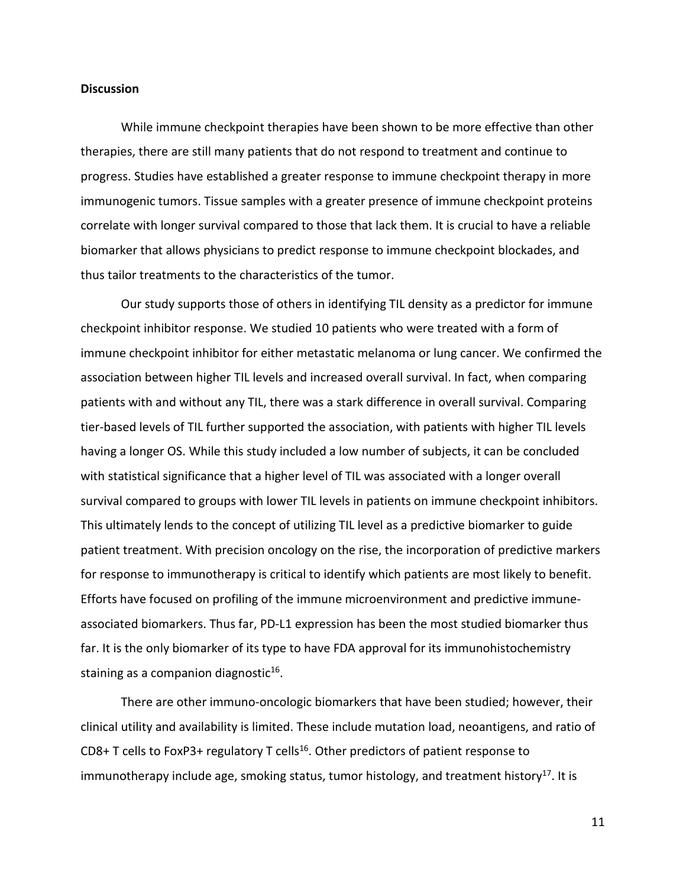**Discussion**

While immune checkpoint therapies have been shown to be more effective than other therapies, there are still many patients that do not respond to treatment and continue to progress. Studies have established a greater response to immune checkpoint therapy in more immunogenic tumors. Tissue samples with a greater presence of immune checkpoint proteins correlate with longer survival compared to those that lack them. It is crucial to have a reliable biomarker that allows physicians to predict response to immune checkpoint blockades, and thus tailor treatments to the characteristics of the tumor.

Our study supports those of others in identifying TIL density as a predictor for immune checkpoint inhibitor response. We studied 10 patients who were treated with a form of immune checkpoint inhibitor for either metastatic melanoma or lung cancer. We confirmed the association between higher TIL levels and increased overall survival. In fact, when comparing patients with and without any TIL, there was a stark difference in overall survival. Comparing tier-based levels of TIL further supported the association, with patients with higher TIL levels having a longer OS. While this study included a low number of subjects, it can be concluded with statistical significance that a higher level of TIL was associated with a longer overall survival compared to groups with lower TIL levels in patients on immune checkpoint inhibitors. This ultimately lends to the concept of utilizing TIL level as a predictive biomarker to guide patient treatment. With precision oncology on the rise, the incorporation of predictive markers for response to immunotherapy is critical to identify which patients are most likely to benefit. Efforts have focused on profiling of the immune microenvironment and predictive immune-associated biomarkers. Thus far, PD-L1 expression has been the most studied biomarker thus far. It is the only biomarker of its type to have FDA approval for its immunohistochemistry staining as a companion diagnostic[16].

There are other immuno-oncologic biomarkers that have been studied; however, their clinical utility and availability is limited. These include mutation load, neoantigens, and ratio of CD8+ T cells to FoxP3+ regulatory T cells[16]. Other predictors of patient response to immunotherapy include age, smoking status, tumor histology, and treatment history[17]. It is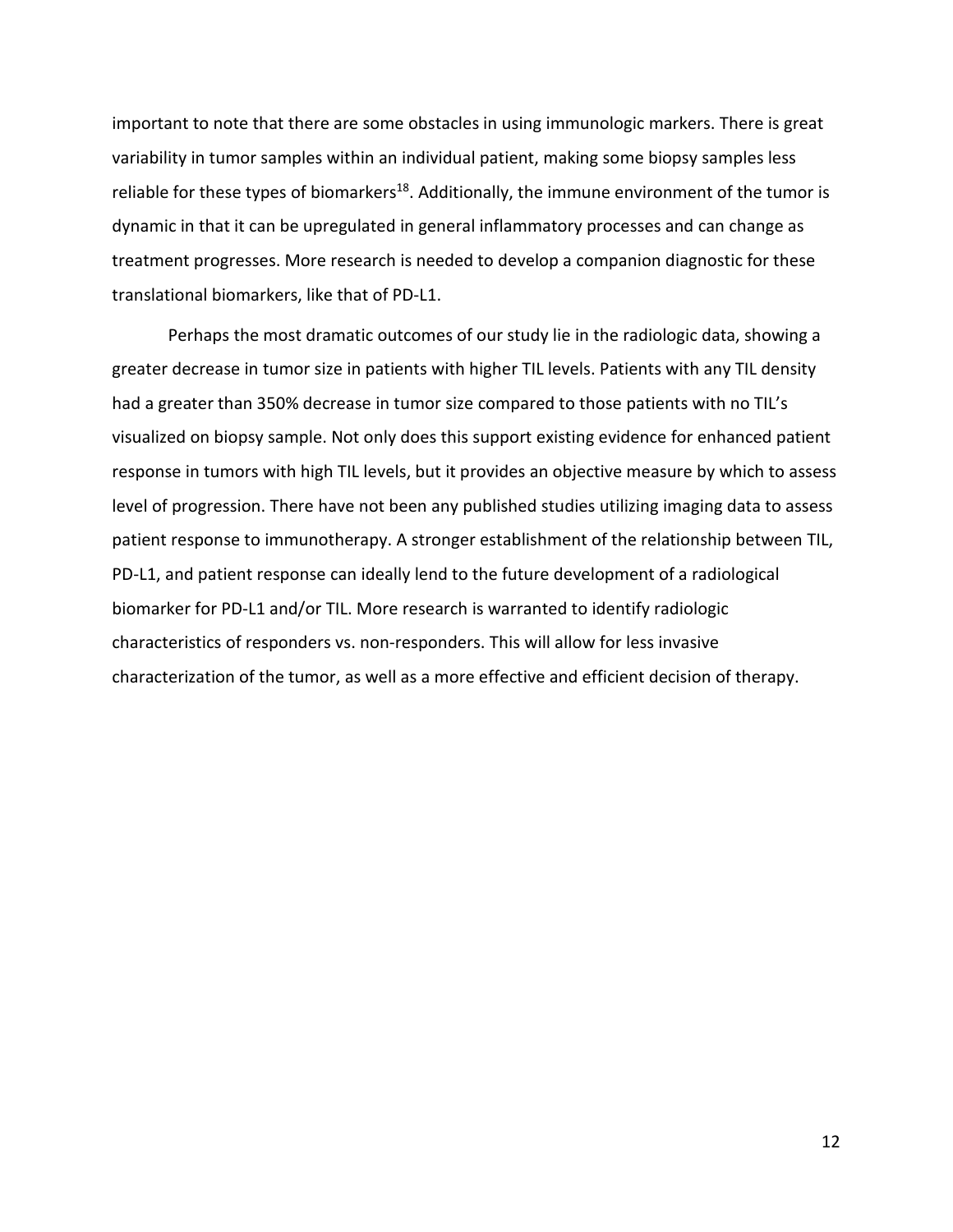important to note that there are some obstacles in using immunologic markers. There is great variability in tumor samples within an individual patient, making some biopsy samples less reliable for these types of biomarkers[18]. Additionally, the immune environment of the tumor is dynamic in that it can be upregulated in general inflammatory processes and can change as treatment progresses. More research is needed to develop a companion diagnostic for these translational biomarkers, like that of PD-L1.

Perhaps the most dramatic outcomes of our study lie in the radiologic data, showing a greater decrease in tumor size in patients with higher TIL levels. Patients with any TIL density had a greater than 350% decrease in tumor size compared to those patients with no TIL's visualized on biopsy sample. Not only does this support existing evidence for enhanced patient response in tumors with high TIL levels, but it provides an objective measure by which to assess level of progression. There have not been any published studies utilizing imaging data to assess patient response to immunotherapy. A stronger establishment of the relationship between TIL, PD-L1, and patient response can ideally lend to the future development of a radiological biomarker for PD-L1 and/or TIL. More research is warranted to identify radiologic characteristics of responders vs. non-responders. This will allow for less invasive characterization of the tumor, as well as a more effective and efficient decision of therapy.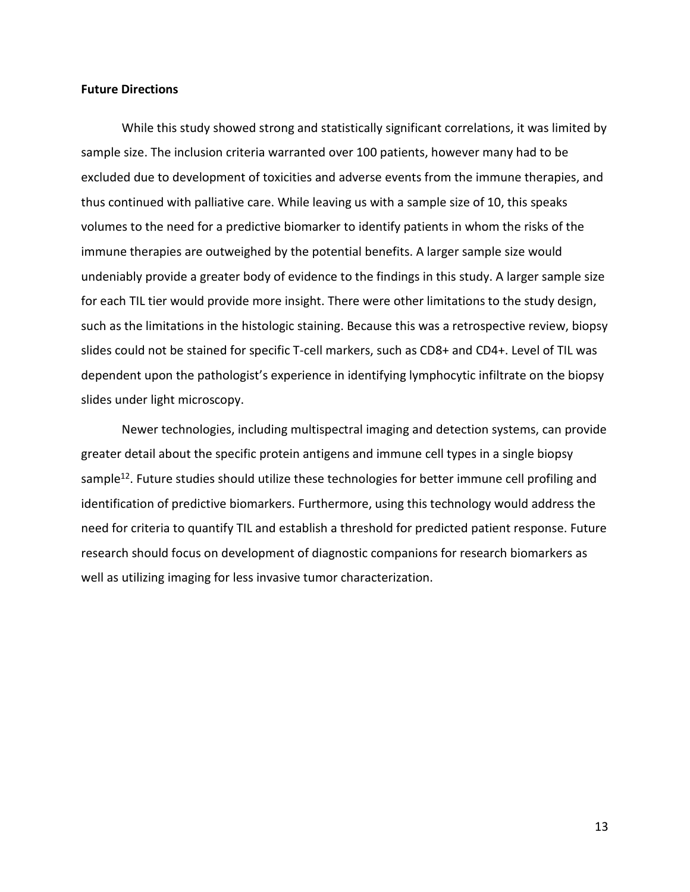**Future Directions**

While this study showed strong and statistically significant correlations, it was limited by sample size. The inclusion criteria warranted over 100 patients, however many had to be excluded due to development of toxicities and adverse events from the immune therapies, and thus continued with palliative care. While leaving us with a sample size of 10, this speaks volumes to the need for a predictive biomarker to identify patients in whom the risks of the immune therapies are outweighed by the potential benefits. A larger sample size would undeniably provide a greater body of evidence to the findings in this study. A larger sample size for each TIL tier would provide more insight. There were other limitations to the study design, such as the limitations in the histologic staining. Because this was a retrospective review, biopsy slides could not be stained for specific T-cell markers, such as CD8+ and CD4+. Level of TIL was dependent upon the pathologist's experience in identifying lymphocytic infiltrate on the biopsy slides under light microscopy.

Newer technologies, including multispectral imaging and detection systems, can provide greater detail about the specific protein antigens and immune cell types in a single biopsy sample[12]. Future studies should utilize these technologies for better immune cell profiling and identification of predictive biomarkers. Furthermore, using this technology would address the need for criteria to quantify TIL and establish a threshold for predicted patient response. Future research should focus on development of diagnostic companions for research biomarkers as well as utilizing imaging for less invasive tumor characterization.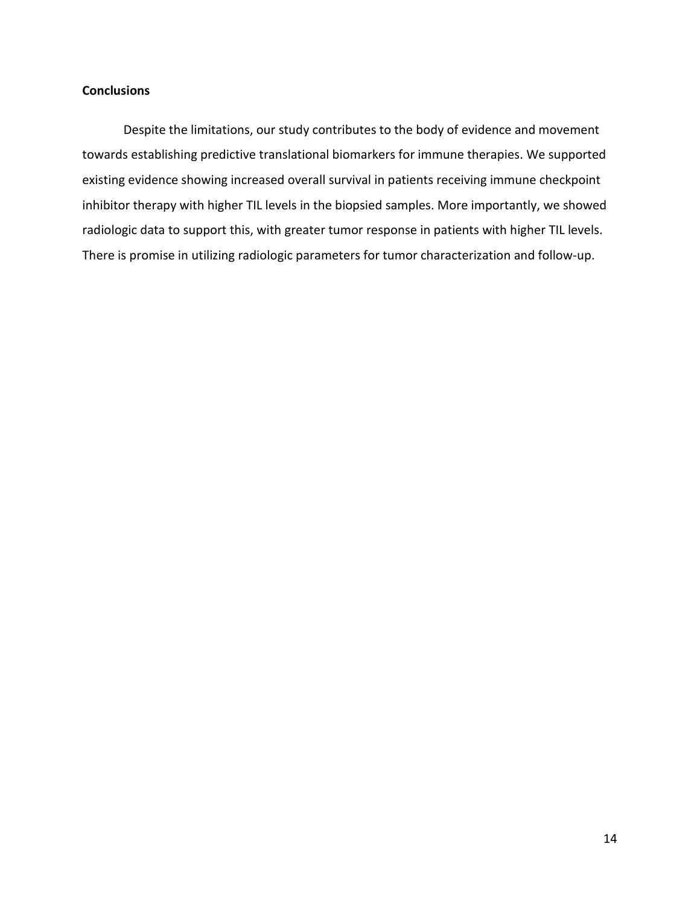## Conclusions

Despite the limitations, our study contributes to the body of evidence and movement towards establishing predictive translational biomarkers for immune therapies. We supported existing evidence showing increased overall survival in patients receiving immune checkpoint inhibitor therapy with higher TIL levels in the biopsied samples. More importantly, we showed radiologic data to support this, with greater tumor response in patients with higher TIL levels. There is promise in utilizing radiologic parameters for tumor characterization and follow-up.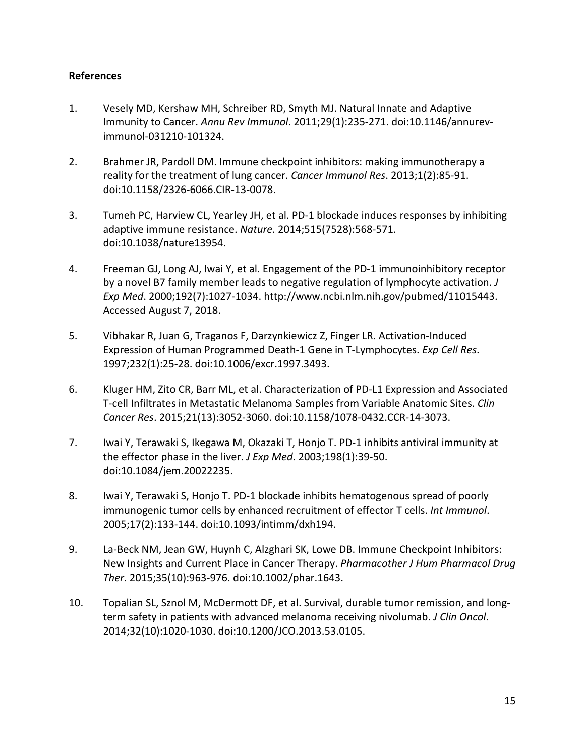**References**

1. Vesely MD, Kershaw MH, Schreiber RD, Smyth MJ. Natural Innate and Adaptive Immunity to Cancer. *Annu Rev Immunol*. 2011;29(1):235-271. doi:10.1146/annurev-immunol-031210-101324.

2. Brahmer JR, Pardoll DM. Immune checkpoint inhibitors: making immunotherapy a reality for the treatment of lung cancer. *Cancer Immunol Res*. 2013;1(2):85-91. doi:10.1158/2326-6066.CIR-13-0078.

3. Tumeh PC, Harview CL, Yearley JH, et al. PD-1 blockade induces responses by inhibiting adaptive immune resistance. *Nature*. 2014;515(7528):568-571. doi:10.1038/nature13954.

4. Freeman GJ, Long AJ, Iwai Y, et al. Engagement of the PD-1 immunoinhibitory receptor by a novel B7 family member leads to negative regulation of lymphocyte activation. *J Exp Med*. 2000;192(7):1027-1034. http://www.ncbi.nlm.nih.gov/pubmed/11015443. Accessed August 7, 2018.

5. Vibhakar R, Juan G, Traganos F, Darzynkiewicz Z, Finger LR. Activation-Induced Expression of Human Programmed Death-1 Gene in T-Lymphocytes. *Exp Cell Res*. 1997;232(1):25-28. doi:10.1006/excr.1997.3493.

6. Kluger HM, Zito CR, Barr ML, et al. Characterization of PD-L1 Expression and Associated T-cell Infiltrates in Metastatic Melanoma Samples from Variable Anatomic Sites. *Clin Cancer Res*. 2015;21(13):3052-3060. doi:10.1158/1078-0432.CCR-14-3073.

7. Iwai Y, Terawaki S, Ikegawa M, Okazaki T, Honjo T. PD-1 inhibits antiviral immunity at the effector phase in the liver. *J Exp Med*. 2003;198(1):39-50. doi:10.1084/jem.20022235.

8. Iwai Y, Terawaki S, Honjo T. PD-1 blockade inhibits hematogenous spread of poorly immunogenic tumor cells by enhanced recruitment of effector T cells. *Int Immunol*. 2005;17(2):133-144. doi:10.1093/intimm/dxh194.

9. La-Beck NM, Jean GW, Huynh C, Alzghari SK, Lowe DB. Immune Checkpoint Inhibitors: New Insights and Current Place in Cancer Therapy. *Pharmacother J Hum Pharmacol Drug Ther*. 2015;35(10):963-976. doi:10.1002/phar.1643.

10. Topalian SL, Sznol M, McDermott DF, et al. Survival, durable tumor remission, and long-term safety in patients with advanced melanoma receiving nivolumab. *J Clin Oncol*. 2014;32(10):1020-1030. doi:10.1200/JCO.2013.53.0105.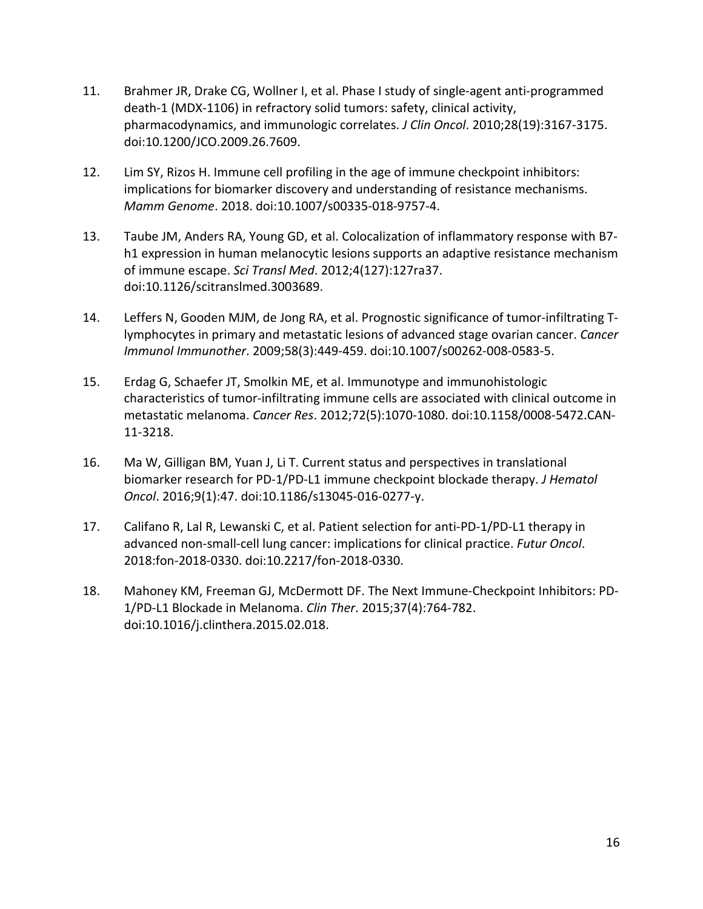11. Brahmer JR, Drake CG, Wollner I, et al. Phase I study of single-agent anti-programmed death-1 (MDX-1106) in refractory solid tumors: safety, clinical activity, pharmacodynamics, and immunologic correlates. *J Clin Oncol*. 2010;28(19):3167-3175. doi:10.1200/JCO.2009.26.7609.

12. Lim SY, Rizos H. Immune cell profiling in the age of immune checkpoint inhibitors: implications for biomarker discovery and understanding of resistance mechanisms. *Mamm Genome*. 2018. doi:10.1007/s00335-018-9757-4.

13. Taube JM, Anders RA, Young GD, et al. Colocalization of inflammatory response with B7-h1 expression in human melanocytic lesions supports an adaptive resistance mechanism of immune escape. *Sci Transl Med*. 2012;4(127):127ra37. doi:10.1126/scitranslmed.3003689.

14. Leffers N, Gooden MJM, de Jong RA, et al. Prognostic significance of tumor-infiltrating T-lymphocytes in primary and metastatic lesions of advanced stage ovarian cancer. *Cancer Immunol Immunother*. 2009;58(3):449-459. doi:10.1007/s00262-008-0583-5.

15. Erdag G, Schaefer JT, Smolkin ME, et al. Immunotype and immunohistologic characteristics of tumor-infiltrating immune cells are associated with clinical outcome in metastatic melanoma. *Cancer Res*. 2012;72(5):1070-1080. doi:10.1158/0008-5472.CAN-11-3218.

16. Ma W, Gilligan BM, Yuan J, Li T. Current status and perspectives in translational biomarker research for PD-1/PD-L1 immune checkpoint blockade therapy. *J Hematol Oncol*. 2016;9(1):47. doi:10.1186/s13045-016-0277-y.

17. Califano R, Lal R, Lewanski C, et al. Patient selection for anti-PD-1/PD-L1 therapy in advanced non-small-cell lung cancer: implications for clinical practice. *Futur Oncol*. 2018:fon-2018-0330. doi:10.2217/fon-2018-0330.

18. Mahoney KM, Freeman GJ, McDermott DF. The Next Immune-Checkpoint Inhibitors: PD-1/PD-L1 Blockade in Melanoma. *Clin Ther*. 2015;37(4):764-782. doi:10.1016/j.clinthera.2015.02.018.